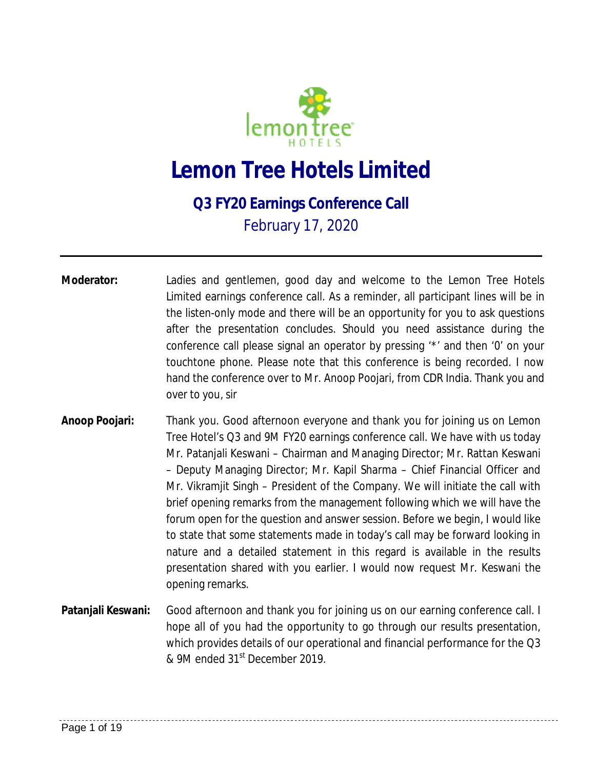# Lemon Tree Hotels Limited

## Q3 FY20 Earnings Conference Call

February 17, 2020

---

**Moderator:** Ladies and gentlemen, good day and welcome to the Lemon Tree Hotels Limited earnings conference call. As a reminder, all participant lines will be in the listen-only mode and there will be an opportunity for you to ask questions after the presentation concludes. Should you need assistance during the conference call please signal an operator by pressing '*' and then '0' on your touchtone phone. Please note that this conference is being recorded. I now hand the conference over to Mr. Anoop Poojari, from CDR India. Thank you and over to you, sir

**Anoop Poojari:** Thank you. Good afternoon everyone and thank you for joining us on Lemon Tree Hotel's Q3 and 9M FY20 earnings conference call. We have with us today Mr. Patanjali Keswani – Chairman and Managing Director; Mr. Rattan Keswani – Deputy Managing Director; Mr. Kapil Sharma – Chief Financial Officer and Mr. Vikramjit Singh – President of the Company. We will initiate the call with brief opening remarks from the management following which we will have the forum open for the question and answer session. Before we begin, I would like to state that some statements made in today's call may be forward looking in nature and a detailed statement in this regard is available in the results presentation shared with you earlier. I would now request Mr. Keswani the opening remarks.

**Patanjali Keswani:** Good afternoon and thank you for joining us on our earning conference call. I hope all of you had the opportunity to go through our results presentation, which provides details of our operational and financial performance for the Q3 & 9M ended 31st December 2019.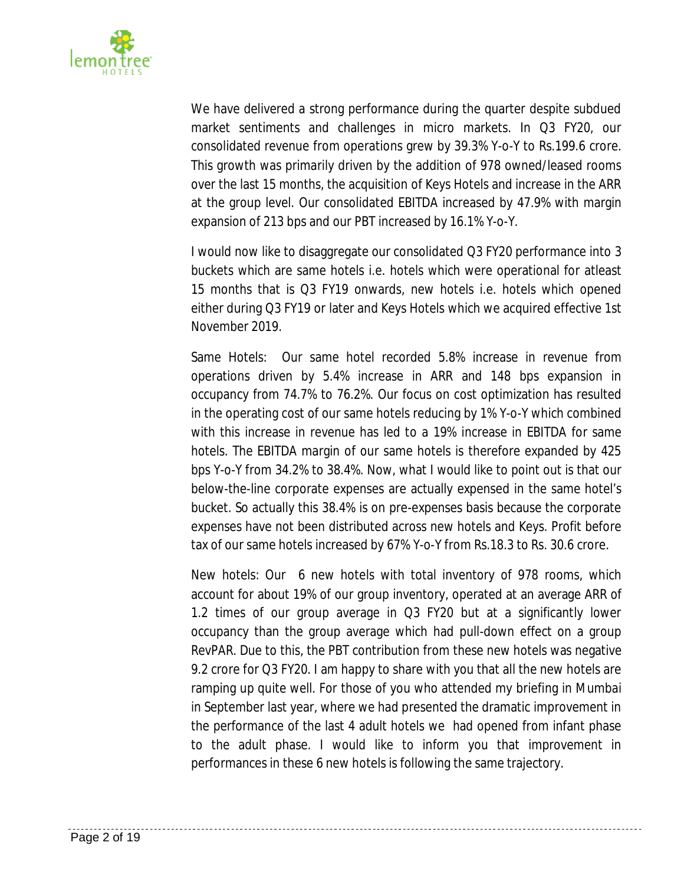We have delivered a strong performance during the quarter despite subdued market sentiments and challenges in micro markets. In Q3 FY20, our consolidated revenue from operations grew by 39.3% Y-o-Y to Rs.199.6 crore. This growth was primarily driven by the addition of 978 owned/leased rooms over the last 15 months, the acquisition of Keys Hotels and increase in the ARR at the group level. Our consolidated EBITDA increased by 47.9% with margin expansion of 213 bps and our PBT increased by 16.1% Y-o-Y.

I would now like to disaggregate our consolidated Q3 FY20 performance into 3 buckets which are same hotels i.e. hotels which were operational for atleast 15 months that is Q3 FY19 onwards, new hotels i.e. hotels which opened either during Q3 FY19 or later and Keys Hotels which we acquired effective 1st November 2019.

Same Hotels: Our same hotel recorded 5.8% increase in revenue from operations driven by 5.4% increase in ARR and 148 bps expansion in occupancy from 74.7% to 76.2%. Our focus on cost optimization has resulted in the operating cost of our same hotels reducing by 1% Y-o-Y which combined with this increase in revenue has led to a 19% increase in EBITDA for same hotels. The EBITDA margin of our same hotels is therefore expanded by 425 bps Y-o-Y from 34.2% to 38.4%. Now, what I would like to point out is that our below-the-line corporate expenses are actually expensed in the same hotel's bucket. So actually this 38.4% is on pre-expenses basis because the corporate expenses have not been distributed across new hotels and Keys. Profit before tax of our same hotels increased by 67% Y-o-Y from Rs.18.3 to Rs. 30.6 crore.

New hotels: Our 6 new hotels with total inventory of 978 rooms, which account for about 19% of our group inventory, operated at an average ARR of 1.2 times of our group average in Q3 FY20 but at a significantly lower occupancy than the group average which had pull-down effect on a group RevPAR. Due to this, the PBT contribution from these new hotels was negative 9.2 crore for Q3 FY20. I am happy to share with you that all the new hotels are ramping up quite well. For those of you who attended my briefing in Mumbai in September last year, where we had presented the dramatic improvement in the performance of the last 4 adult hotels we had opened from infant phase to the adult phase. I would like to inform you that improvement in performances in these 6 new hotels is following the same trajectory.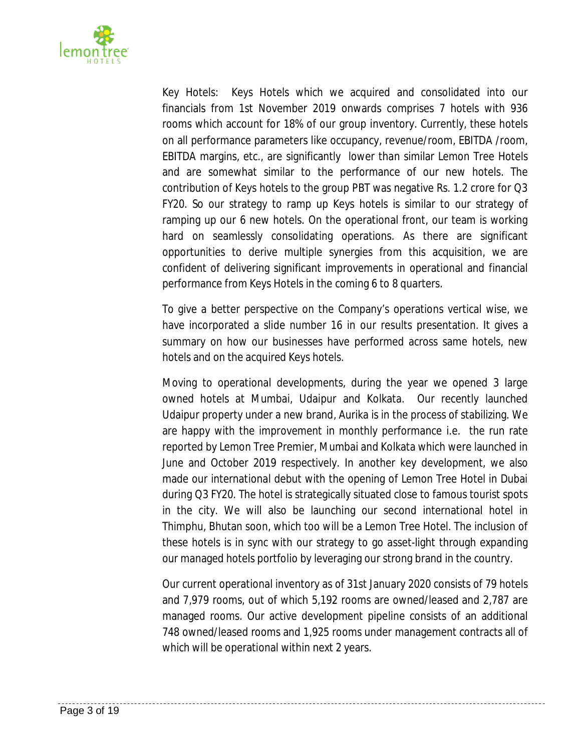Key Hotels: Keys Hotels which we acquired and consolidated into our financials from 1st November 2019 onwards comprises 7 hotels with 936 rooms which account for 18% of our group inventory. Currently, these hotels on all performance parameters like occupancy, revenue/room, EBITDA /room, EBITDA margins, etc., are significantly lower than similar Lemon Tree Hotels and are somewhat similar to the performance of our new hotels. The contribution of Keys hotels to the group PBT was negative Rs. 1.2 crore for Q3 FY20. So our strategy to ramp up Keys hotels is similar to our strategy of ramping up our 6 new hotels. On the operational front, our team is working hard on seamlessly consolidating operations. As there are significant opportunities to derive multiple synergies from this acquisition, we are confident of delivering significant improvements in operational and financial performance from Keys Hotels in the coming 6 to 8 quarters.

To give a better perspective on the Company's operations vertical wise, we have incorporated a slide number 16 in our results presentation. It gives a summary on how our businesses have performed across same hotels, new hotels and on the acquired Keys hotels.

Moving to operational developments, during the year we opened 3 large owned hotels at Mumbai, Udaipur and Kolkata. Our recently launched Udaipur property under a new brand, Aurika is in the process of stabilizing. We are happy with the improvement in monthly performance i.e. the run rate reported by Lemon Tree Premier, Mumbai and Kolkata which were launched in June and October 2019 respectively. In another key development, we also made our international debut with the opening of Lemon Tree Hotel in Dubai during Q3 FY20. The hotel is strategically situated close to famous tourist spots in the city. We will also be launching our second international hotel in Thimphu, Bhutan soon, which too will be a Lemon Tree Hotel. The inclusion of these hotels is in sync with our strategy to go asset-light through expanding our managed hotels portfolio by leveraging our strong brand in the country.

Our current operational inventory as of 31st January 2020 consists of 79 hotels and 7,979 rooms, out of which 5,192 rooms are owned/leased and 2,787 are managed rooms. Our active development pipeline consists of an additional 748 owned/leased rooms and 1,925 rooms under management contracts all of which will be operational within next 2 years.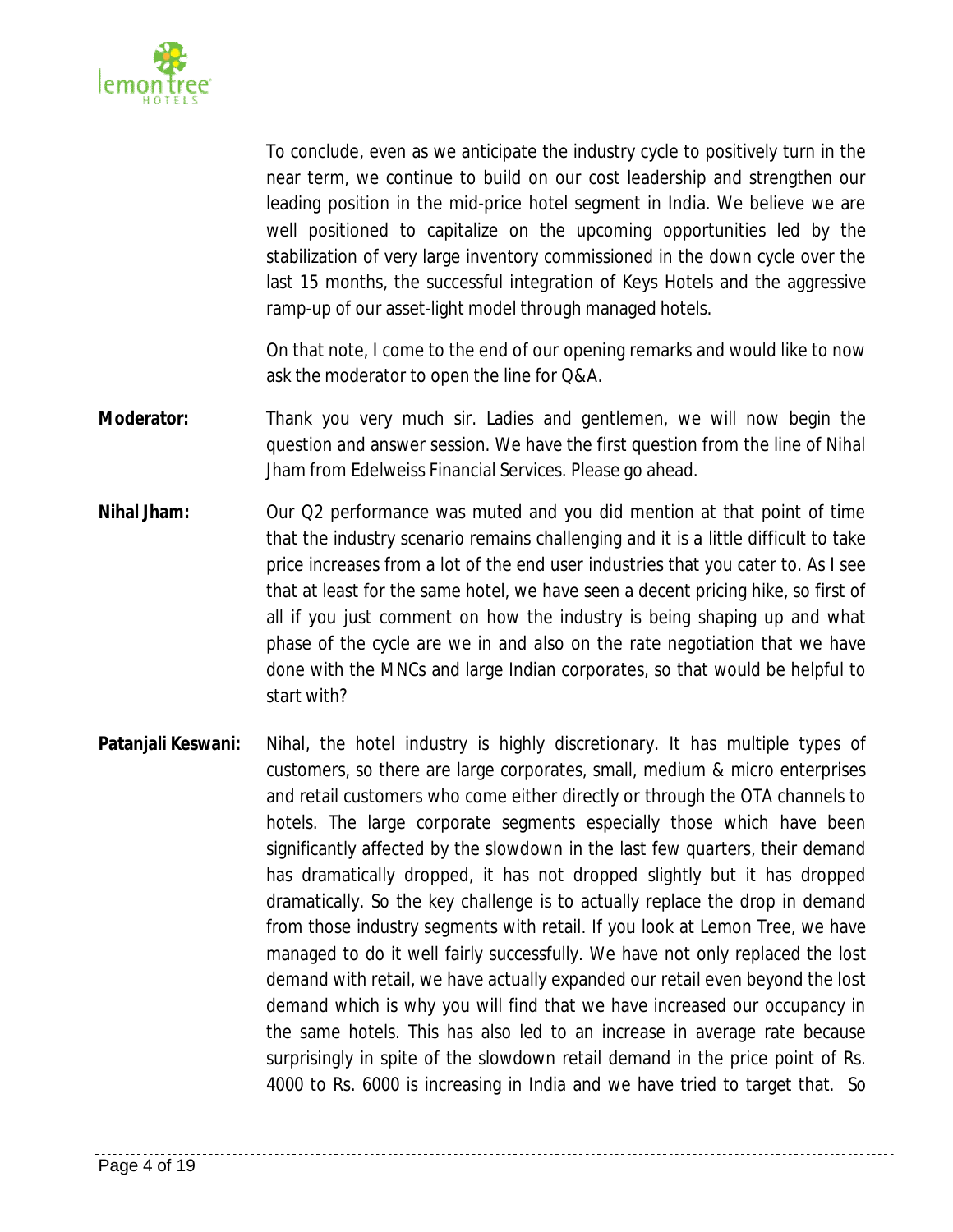To conclude, even as we anticipate the industry cycle to positively turn in the near term, we continue to build on our cost leadership and strengthen our leading position in the mid-price hotel segment in India. We believe we are well positioned to capitalize on the upcoming opportunities led by the stabilization of very large inventory commissioned in the down cycle over the last 15 months, the successful integration of Keys Hotels and the aggressive ramp-up of our asset-light model through managed hotels.

On that note, I come to the end of our opening remarks and would like to now ask the moderator to open the line for Q&A.

**Moderator:** Thank you very much sir. Ladies and gentlemen, we will now begin the question and answer session. We have the first question from the line of Nihal Jham from Edelweiss Financial Services. Please go ahead.

**Nihal Jham:** Our Q2 performance was muted and you did mention at that point of time that the industry scenario remains challenging and it is a little difficult to take price increases from a lot of the end user industries that you cater to. As I see that at least for the same hotel, we have seen a decent pricing hike, so first of all if you just comment on how the industry is being shaping up and what phase of the cycle are we in and also on the rate negotiation that we have done with the MNCs and large Indian corporates, so that would be helpful to start with?

**Patanjali Keswani:** Nihal, the hotel industry is highly discretionary. It has multiple types of customers, so there are large corporates, small, medium & micro enterprises and retail customers who come either directly or through the OTA channels to hotels. The large corporate segments especially those which have been significantly affected by the slowdown in the last few quarters, their demand has dramatically dropped, it has not dropped slightly but it has dropped dramatically. So the key challenge is to actually replace the drop in demand from those industry segments with retail. If you look at Lemon Tree, we have managed to do it well fairly successfully. We have not only replaced the lost demand with retail, we have actually expanded our retail even beyond the lost demand which is why you will find that we have increased our occupancy in the same hotels. This has also led to an increase in average rate because surprisingly in spite of the slowdown retail demand in the price point of Rs. 4000 to Rs. 6000 is increasing in India and we have tried to target that. So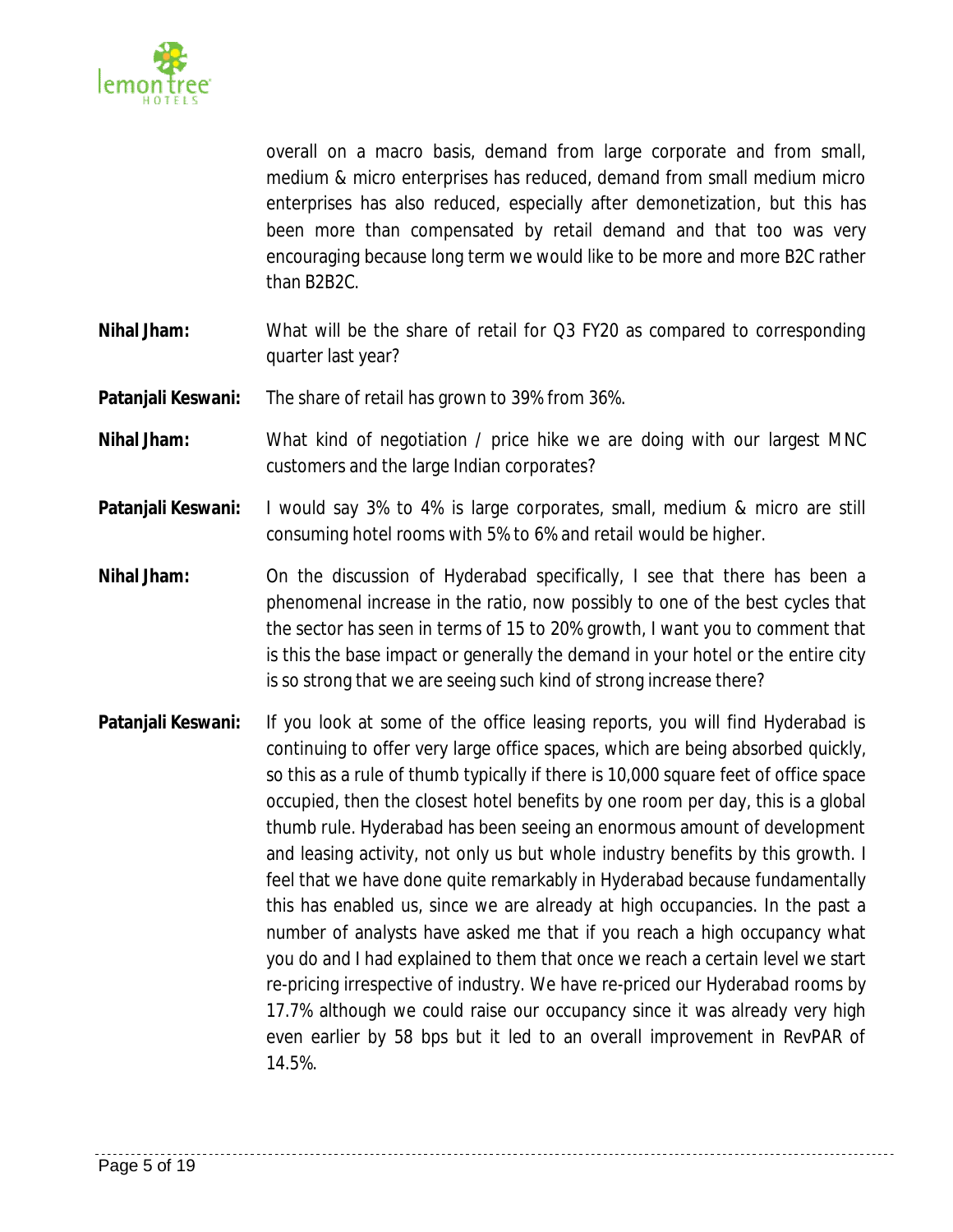overall on a macro basis, demand from large corporate and from small, medium & micro enterprises has reduced, demand from small medium micro enterprises has also reduced, especially after demonetization, but this has been more than compensated by retail demand and that too was very encouraging because long term we would like to be more and more B2C rather than B2B2C.

**Nihal Jham:** What will be the share of retail for Q3 FY20 as compared to corresponding quarter last year?

**Patanjali Keswani:** The share of retail has grown to 39% from 36%.

**Nihal Jham:** What kind of negotiation / price hike we are doing with our largest MNC customers and the large Indian corporates?

**Patanjali Keswani:** I would say 3% to 4% is large corporates, small, medium & micro are still consuming hotel rooms with 5% to 6% and retail would be higher.

**Nihal Jham:** On the discussion of Hyderabad specifically, I see that there has been a phenomenal increase in the ratio, now possibly to one of the best cycles that the sector has seen in terms of 15 to 20% growth, I want you to comment that is this the base impact or generally the demand in your hotel or the entire city is so strong that we are seeing such kind of strong increase there?

**Patanjali Keswani:** If you look at some of the office leasing reports, you will find Hyderabad is continuing to offer very large office spaces, which are being absorbed quickly, so this as a rule of thumb typically if there is 10,000 square feet of office space occupied, then the closest hotel benefits by one room per day, this is a global thumb rule. Hyderabad has been seeing an enormous amount of development and leasing activity, not only us but whole industry benefits by this growth. I feel that we have done quite remarkably in Hyderabad because fundamentally this has enabled us, since we are already at high occupancies. In the past a number of analysts have asked me that if you reach a high occupancy what you do and I had explained to them that once we reach a certain level we start re-pricing irrespective of industry. We have re-priced our Hyderabad rooms by 17.7% although we could raise our occupancy since it was already very high even earlier by 58 bps but it led to an overall improvement in RevPAR of 14.5%.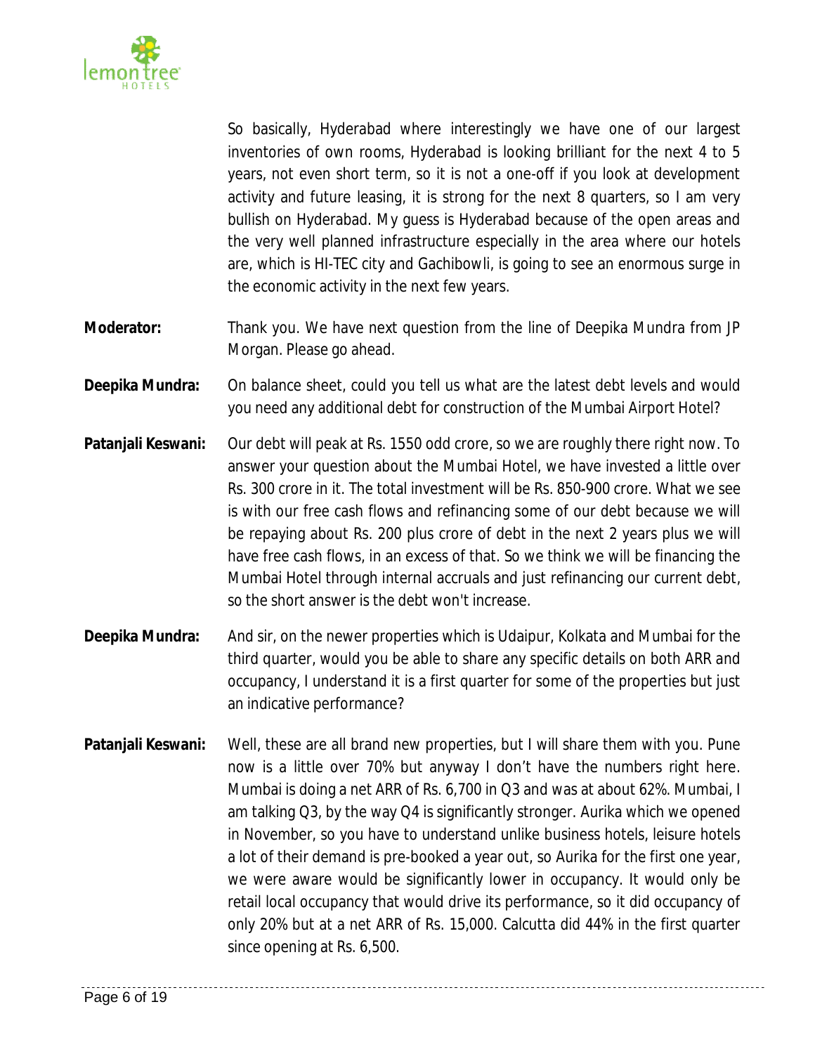So basically, Hyderabad where interestingly we have one of our largest inventories of own rooms, Hyderabad is looking brilliant for the next 4 to 5 years, not even short term, so it is not a one-off if you look at development activity and future leasing, it is strong for the next 8 quarters, so I am very bullish on Hyderabad. My guess is Hyderabad because of the open areas and the very well planned infrastructure especially in the area where our hotels are, which is HI-TEC city and Gachibowli, is going to see an enormous surge in the economic activity in the next few years.

**Moderator:** Thank you. We have next question from the line of Deepika Mundra from JP Morgan. Please go ahead.

**Deepika Mundra:** On balance sheet, could you tell us what are the latest debt levels and would you need any additional debt for construction of the Mumbai Airport Hotel?

**Patanjali Keswani:** Our debt will peak at Rs. 1550 odd crore, so we are roughly there right now. To answer your question about the Mumbai Hotel, we have invested a little over Rs. 300 crore in it. The total investment will be Rs. 850-900 crore. What we see is with our free cash flows and refinancing some of our debt because we will be repaying about Rs. 200 plus crore of debt in the next 2 years plus we will have free cash flows, in an excess of that. So we think we will be financing the Mumbai Hotel through internal accruals and just refinancing our current debt, so the short answer is the debt won't increase.

**Deepika Mundra:** And sir, on the newer properties which is Udaipur, Kolkata and Mumbai for the third quarter, would you be able to share any specific details on both ARR and occupancy, I understand it is a first quarter for some of the properties but just an indicative performance?

**Patanjali Keswani:** Well, these are all brand new properties, but I will share them with you. Pune now is a little over 70% but anyway I don't have the numbers right here. Mumbai is doing a net ARR of Rs. 6,700 in Q3 and was at about 62%. Mumbai, I am talking Q3, by the way Q4 is significantly stronger. Aurika which we opened in November, so you have to understand unlike business hotels, leisure hotels a lot of their demand is pre-booked a year out, so Aurika for the first one year, we were aware would be significantly lower in occupancy. It would only be retail local occupancy that would drive its performance, so it did occupancy of only 20% but at a net ARR of Rs. 15,000. Calcutta did 44% in the first quarter since opening at Rs. 6,500.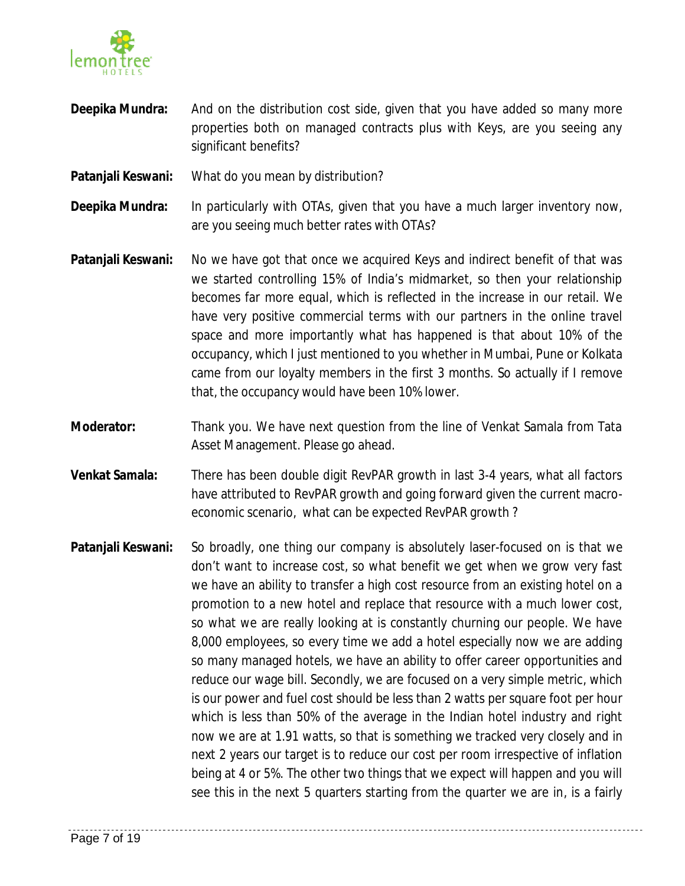**Deepika Mundra:** And on the distribution cost side, given that you have added so many more properties both on managed contracts plus with Keys, are you seeing any significant benefits?

**Patanjali Keswani:** What do you mean by distribution?

**Deepika Mundra:** In particularly with OTAs, given that you have a much larger inventory now, are you seeing much better rates with OTAs?

**Patanjali Keswani:** No we have got that once we acquired Keys and indirect benefit of that was we started controlling 15% of India's midmarket, so then your relationship becomes far more equal, which is reflected in the increase in our retail. We have very positive commercial terms with our partners in the online travel space and more importantly what has happened is that about 10% of the occupancy, which I just mentioned to you whether in Mumbai, Pune or Kolkata came from our loyalty members in the first 3 months. So actually if I remove that, the occupancy would have been 10% lower.

**Moderator:** Thank you. We have next question from the line of Venkat Samala from Tata Asset Management. Please go ahead.

**Venkat Samala:** There has been double digit RevPAR growth in last 3-4 years, what all factors have attributed to RevPAR growth and going forward given the current macro-economic scenario, what can be expected RevPAR growth ?

**Patanjali Keswani:** So broadly, one thing our company is absolutely laser-focused on is that we don't want to increase cost, so what benefit we get when we grow very fast we have an ability to transfer a high cost resource from an existing hotel on a promotion to a new hotel and replace that resource with a much lower cost, so what we are really looking at is constantly churning our people. We have 8,000 employees, so every time we add a hotel especially now we are adding so many managed hotels, we have an ability to offer career opportunities and reduce our wage bill. Secondly, we are focused on a very simple metric, which is our power and fuel cost should be less than 2 watts per square foot per hour which is less than 50% of the average in the Indian hotel industry and right now we are at 1.91 watts, so that is something we tracked very closely and in next 2 years our target is to reduce our cost per room irrespective of inflation being at 4 or 5%. The other two things that we expect will happen and you will see this in the next 5 quarters starting from the quarter we are in, is a fairly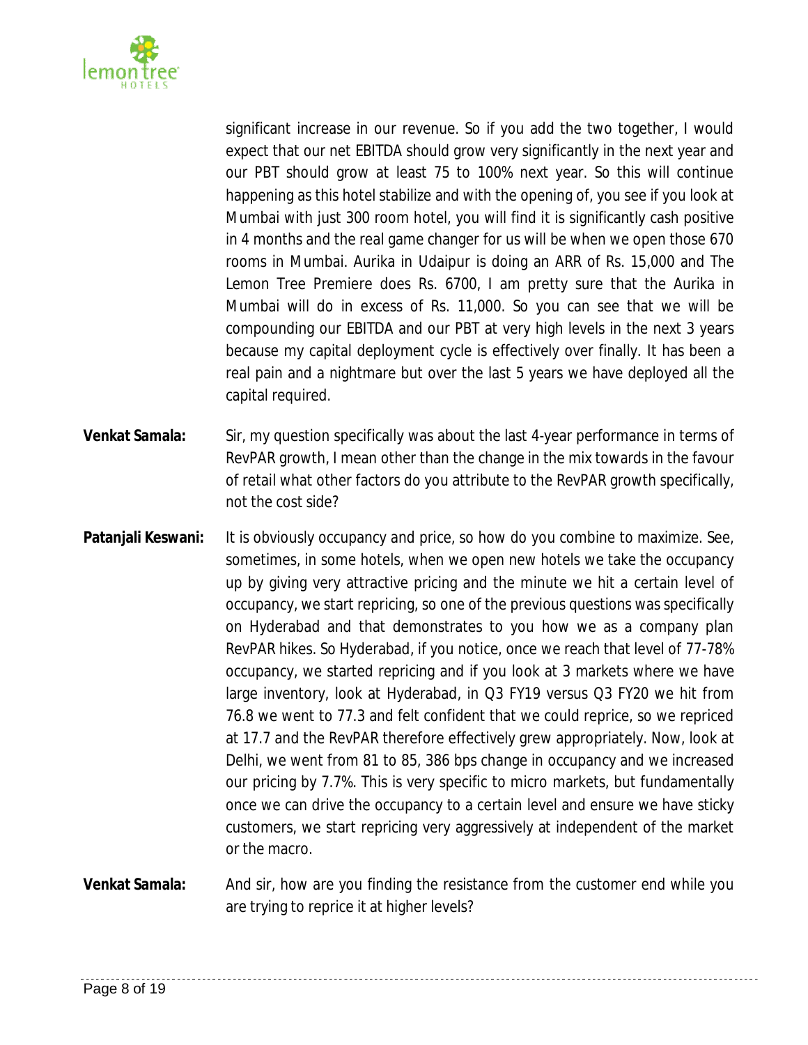significant increase in our revenue. So if you add the two together, I would expect that our net EBITDA should grow very significantly in the next year and our PBT should grow at least 75 to 100% next year. So this will continue happening as this hotel stabilize and with the opening of, you see if you look at Mumbai with just 300 room hotel, you will find it is significantly cash positive in 4 months and the real game changer for us will be when we open those 670 rooms in Mumbai. Aurika in Udaipur is doing an ARR of Rs. 15,000 and The Lemon Tree Premiere does Rs. 6700, I am pretty sure that the Aurika in Mumbai will do in excess of Rs. 11,000. So you can see that we will be compounding our EBITDA and our PBT at very high levels in the next 3 years because my capital deployment cycle is effectively over finally. It has been a real pain and a nightmare but over the last 5 years we have deployed all the capital required.

**Venkat Samala:** Sir, my question specifically was about the last 4-year performance in terms of RevPAR growth, I mean other than the change in the mix towards in the favour of retail what other factors do you attribute to the RevPAR growth specifically, not the cost side?

**Patanjali Keswani:** It is obviously occupancy and price, so how do you combine to maximize. See, sometimes, in some hotels, when we open new hotels we take the occupancy up by giving very attractive pricing and the minute we hit a certain level of occupancy, we start repricing, so one of the previous questions was specifically on Hyderabad and that demonstrates to you how we as a company plan RevPAR hikes. So Hyderabad, if you notice, once we reach that level of 77-78% occupancy, we started repricing and if you look at 3 markets where we have large inventory, look at Hyderabad, in Q3 FY19 versus Q3 FY20 we hit from 76.8 we went to 77.3 and felt confident that we could reprice, so we repriced at 17.7 and the RevPAR therefore effectively grew appropriately. Now, look at Delhi, we went from 81 to 85, 386 bps change in occupancy and we increased our pricing by 7.7%. This is very specific to micro markets, but fundamentally once we can drive the occupancy to a certain level and ensure we have sticky customers, we start repricing very aggressively at independent of the market or the macro.

**Venkat Samala:** And sir, how are you finding the resistance from the customer end while you are trying to reprice it at higher levels?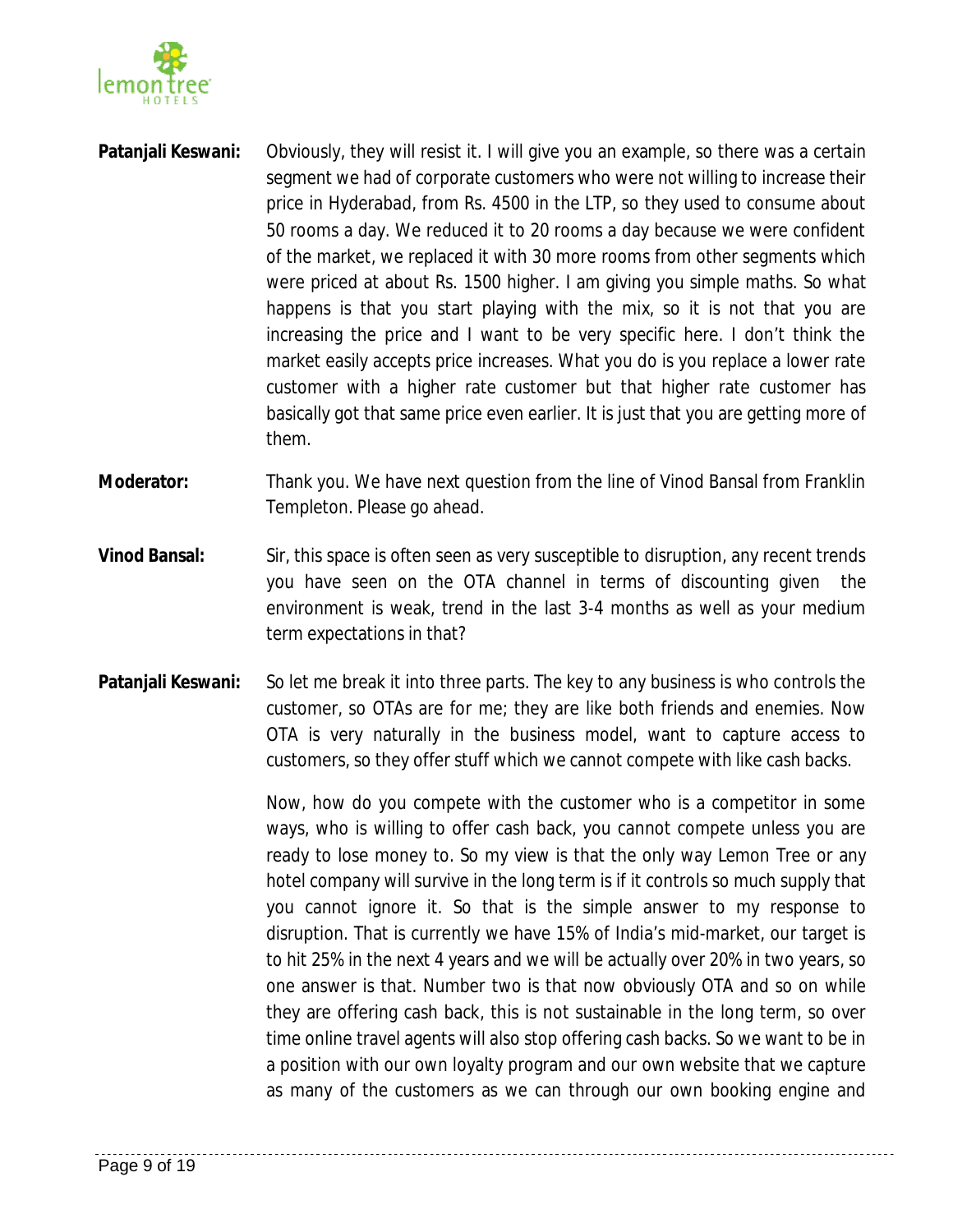**Patanjali Keswani:** Obviously, they will resist it. I will give you an example, so there was a certain segment we had of corporate customers who were not willing to increase their price in Hyderabad, from Rs. 4500 in the LTP, so they used to consume about 50 rooms a day. We reduced it to 20 rooms a day because we were confident of the market, we replaced it with 30 more rooms from other segments which were priced at about Rs. 1500 higher. I am giving you simple maths. So what happens is that you start playing with the mix, so it is not that you are increasing the price and I want to be very specific here. I don't think the market easily accepts price increases. What you do is you replace a lower rate customer with a higher rate customer but that higher rate customer has basically got that same price even earlier. It is just that you are getting more of them.

**Moderator:** Thank you. We have next question from the line of Vinod Bansal from Franklin Templeton. Please go ahead.

**Vinod Bansal:** Sir, this space is often seen as very susceptible to disruption, any recent trends you have seen on the OTA channel in terms of discounting given the environment is weak, trend in the last 3-4 months as well as your medium term expectations in that?

**Patanjali Keswani:** So let me break it into three parts. The key to any business is who controls the customer, so OTAs are for me; they are like both friends and enemies. Now OTA is very naturally in the business model, want to capture access to customers, so they offer stuff which we cannot compete with like cash backs.

Now, how do you compete with the customer who is a competitor in some ways, who is willing to offer cash back, you cannot compete unless you are ready to lose money to. So my view is that the only way Lemon Tree or any hotel company will survive in the long term is if it controls so much supply that you cannot ignore it. So that is the simple answer to my response to disruption. That is currently we have 15% of India's mid-market, our target is to hit 25% in the next 4 years and we will be actually over 20% in two years, so one answer is that. Number two is that now obviously OTA and so on while they are offering cash back, this is not sustainable in the long term, so over time online travel agents will also stop offering cash backs. So we want to be in a position with our own loyalty program and our own website that we capture as many of the customers as we can through our own booking engine and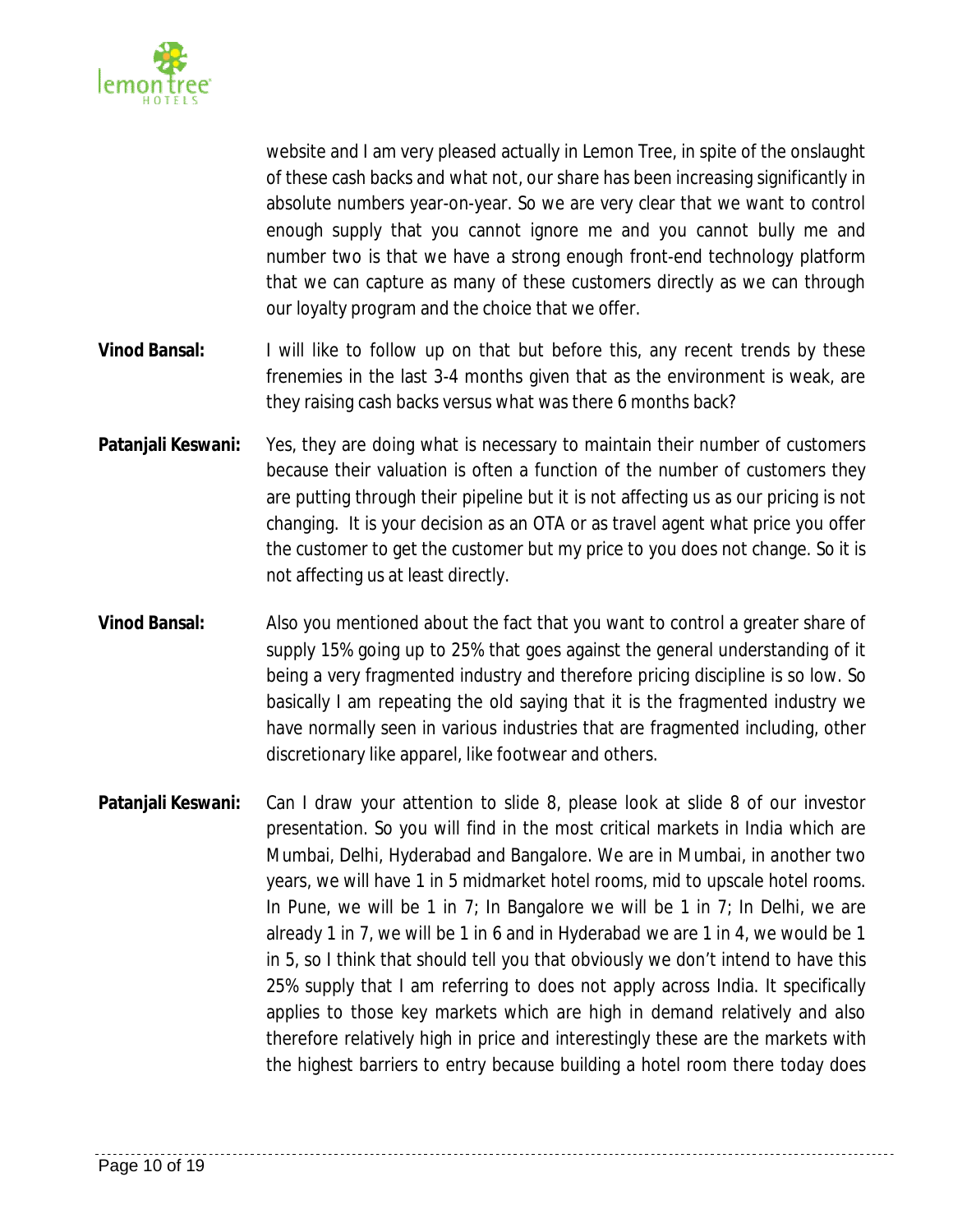website and I am very pleased actually in Lemon Tree, in spite of the onslaught of these cash backs and what not, our share has been increasing significantly in absolute numbers year-on-year. So we are very clear that we want to control enough supply that you cannot ignore me and you cannot bully me and number two is that we have a strong enough front-end technology platform that we can capture as many of these customers directly as we can through our loyalty program and the choice that we offer.

**Vinod Bansal:** I will like to follow up on that but before this, any recent trends by these frenemies in the last 3-4 months given that as the environment is weak, are they raising cash backs versus what was there 6 months back?

**Patanjali Keswani:** Yes, they are doing what is necessary to maintain their number of customers because their valuation is often a function of the number of customers they are putting through their pipeline but it is not affecting us as our pricing is not changing. It is your decision as an OTA or as travel agent what price you offer the customer to get the customer but my price to you does not change. So it is not affecting us at least directly.

**Vinod Bansal:** Also you mentioned about the fact that you want to control a greater share of supply 15% going up to 25% that goes against the general understanding of it being a very fragmented industry and therefore pricing discipline is so low. So basically I am repeating the old saying that it is the fragmented industry we have normally seen in various industries that are fragmented including, other discretionary like apparel, like footwear and others.

**Patanjali Keswani:** Can I draw your attention to slide 8, please look at slide 8 of our investor presentation. So you will find in the most critical markets in India which are Mumbai, Delhi, Hyderabad and Bangalore. We are in Mumbai, in another two years, we will have 1 in 5 midmarket hotel rooms, mid to upscale hotel rooms. In Pune, we will be 1 in 7; In Bangalore we will be 1 in 7; In Delhi, we are already 1 in 7, we will be 1 in 6 and in Hyderabad we are 1 in 4, we would be 1 in 5, so I think that should tell you that obviously we don't intend to have this 25% supply that I am referring to does not apply across India. It specifically applies to those key markets which are high in demand relatively and also therefore relatively high in price and interestingly these are the markets with the highest barriers to entry because building a hotel room there today does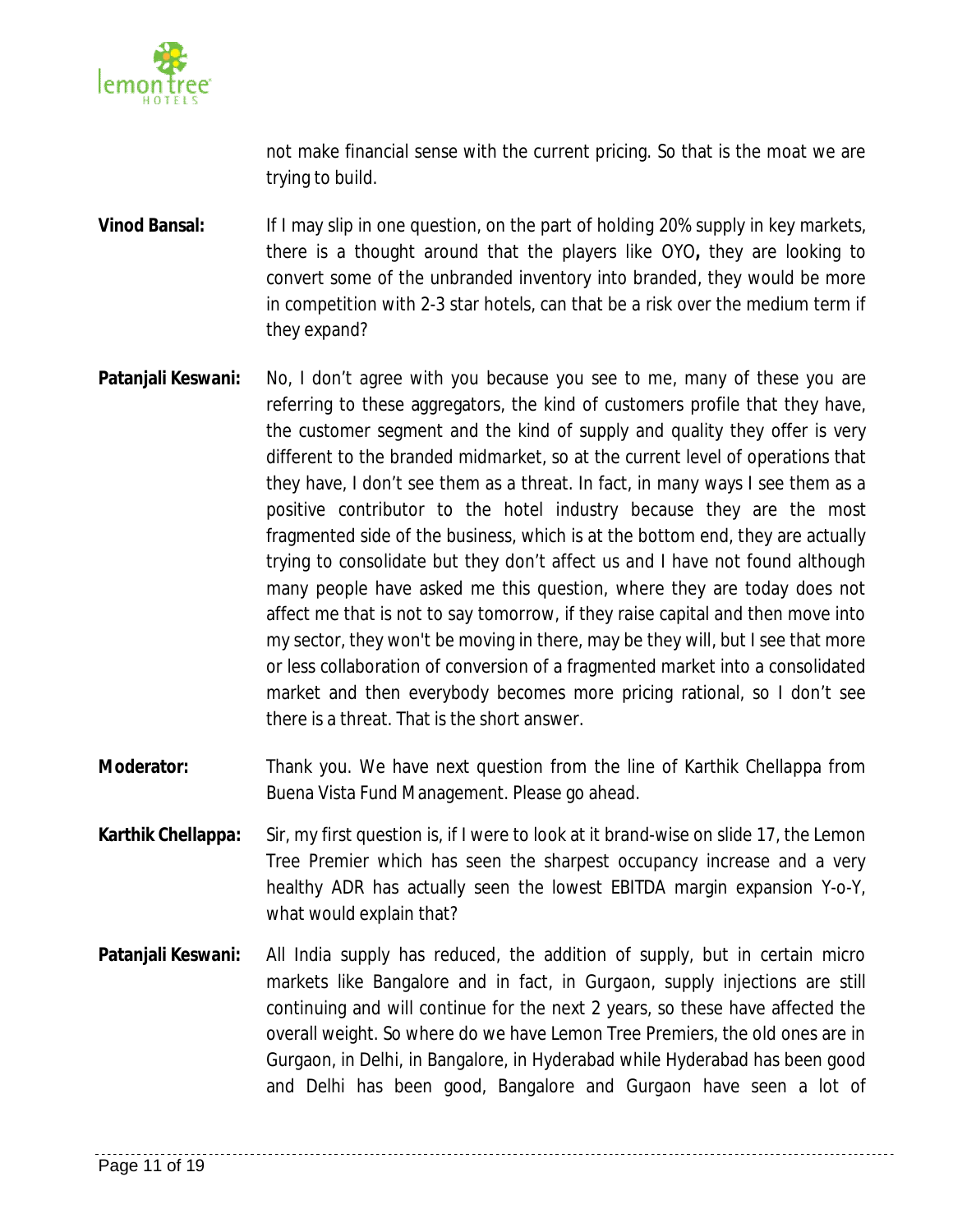not make financial sense with the current pricing. So that is the moat we are trying to build.

**Vinod Bansal:** If I may slip in one question, on the part of holding 20% supply in key markets, there is a thought around that the players like OYO**,** they are looking to convert some of the unbranded inventory into branded, they would be more in competition with 2-3 star hotels, can that be a risk over the medium term if they expand?

**Patanjali Keswani:** No, I don't agree with you because you see to me, many of these you are referring to these aggregators, the kind of customers profile that they have, the customer segment and the kind of supply and quality they offer is very different to the branded midmarket, so at the current level of operations that they have, I don't see them as a threat. In fact, in many ways I see them as a positive contributor to the hotel industry because they are the most fragmented side of the business, which is at the bottom end, they are actually trying to consolidate but they don't affect us and I have not found although many people have asked me this question, where they are today does not affect me that is not to say tomorrow, if they raise capital and then move into my sector, they won't be moving in there, may be they will, but I see that more or less collaboration of conversion of a fragmented market into a consolidated market and then everybody becomes more pricing rational, so I don't see there is a threat. That is the short answer.

**Moderator:** Thank you. We have next question from the line of Karthik Chellappa from Buena Vista Fund Management. Please go ahead.

**Karthik Chellappa:** Sir, my first question is, if I were to look at it brand-wise on slide 17, the Lemon Tree Premier which has seen the sharpest occupancy increase and a very healthy ADR has actually seen the lowest EBITDA margin expansion Y-o-Y, what would explain that?

**Patanjali Keswani:** All India supply has reduced, the addition of supply, but in certain micro markets like Bangalore and in fact, in Gurgaon, supply injections are still continuing and will continue for the next 2 years, so these have affected the overall weight. So where do we have Lemon Tree Premiers, the old ones are in Gurgaon, in Delhi, in Bangalore, in Hyderabad while Hyderabad has been good and Delhi has been good, Bangalore and Gurgaon have seen a lot of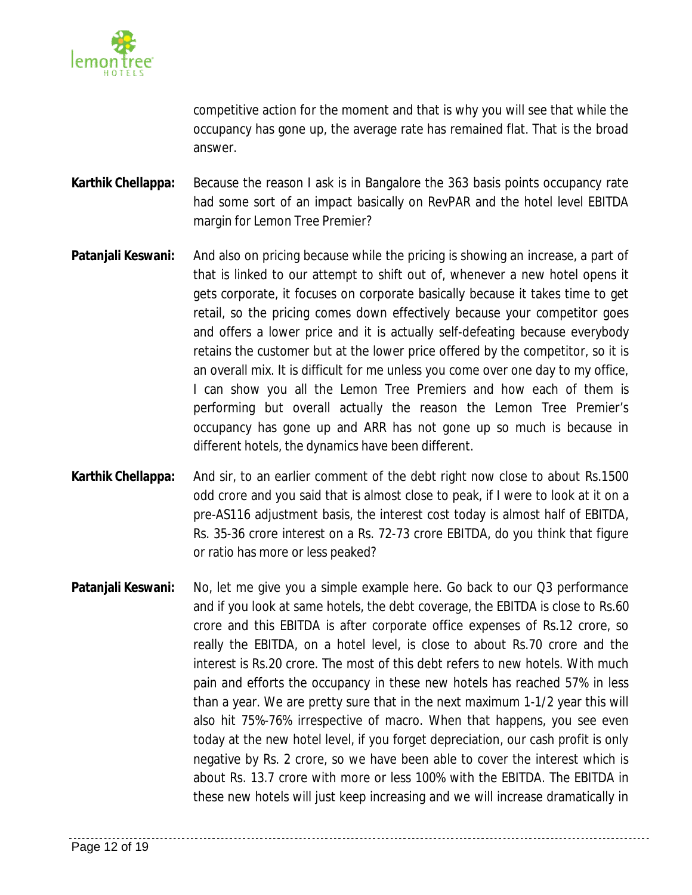competitive action for the moment and that is why you will see that while the occupancy has gone up, the average rate has remained flat. That is the broad answer.

**Karthik Chellappa:** Because the reason I ask is in Bangalore the 363 basis points occupancy rate had some sort of an impact basically on RevPAR and the hotel level EBITDA margin for Lemon Tree Premier?

**Patanjali Keswani:** And also on pricing because while the pricing is showing an increase, a part of that is linked to our attempt to shift out of, whenever a new hotel opens it gets corporate, it focuses on corporate basically because it takes time to get retail, so the pricing comes down effectively because your competitor goes and offers a lower price and it is actually self-defeating because everybody retains the customer but at the lower price offered by the competitor, so it is an overall mix. It is difficult for me unless you come over one day to my office, I can show you all the Lemon Tree Premiers and how each of them is performing but overall actually the reason the Lemon Tree Premier's occupancy has gone up and ARR has not gone up so much is because in different hotels, the dynamics have been different.

**Karthik Chellappa:** And sir, to an earlier comment of the debt right now close to about Rs.1500 odd crore and you said that is almost close to peak, if I were to look at it on a pre-AS116 adjustment basis, the interest cost today is almost half of EBITDA, Rs. 35-36 crore interest on a Rs. 72-73 crore EBITDA, do you think that figure or ratio has more or less peaked?

**Patanjali Keswani:** No, let me give you a simple example here. Go back to our Q3 performance and if you look at same hotels, the debt coverage, the EBITDA is close to Rs.60 crore and this EBITDA is after corporate office expenses of Rs.12 crore, so really the EBITDA, on a hotel level, is close to about Rs.70 crore and the interest is Rs.20 crore. The most of this debt refers to new hotels. With much pain and efforts the occupancy in these new hotels has reached 57% in less than a year. We are pretty sure that in the next maximum 1-1/2 year this will also hit 75%-76% irrespective of macro. When that happens, you see even today at the new hotel level, if you forget depreciation, our cash profit is only negative by Rs. 2 crore, so we have been able to cover the interest which is about Rs. 13.7 crore with more or less 100% with the EBITDA. The EBITDA in these new hotels will just keep increasing and we will increase dramatically in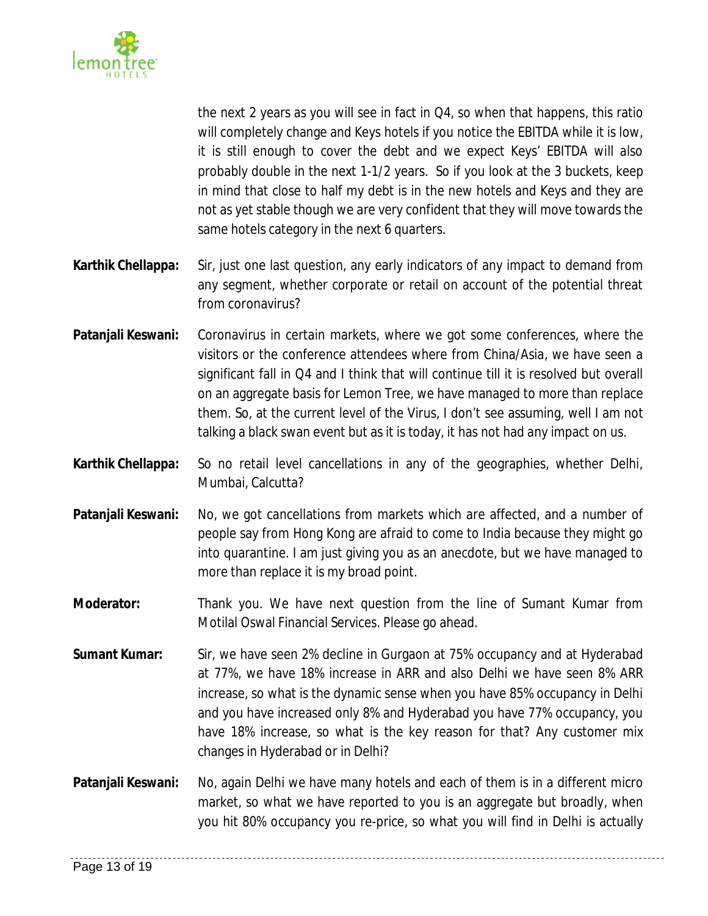the next 2 years as you will see in fact in Q4, so when that happens, this ratio will completely change and Keys hotels if you notice the EBITDA while it is low, it is still enough to cover the debt and we expect Keys' EBITDA will also probably double in the next 1-1/2 years. So if you look at the 3 buckets, keep in mind that close to half my debt is in the new hotels and Keys and they are not as yet stable though we are very confident that they will move towards the same hotels category in the next 6 quarters.

**Karthik Chellappa:** Sir, just one last question, any early indicators of any impact to demand from any segment, whether corporate or retail on account of the potential threat from coronavirus?

**Patanjali Keswani:** Coronavirus in certain markets, where we got some conferences, where the visitors or the conference attendees where from China/Asia, we have seen a significant fall in Q4 and I think that will continue till it is resolved but overall on an aggregate basis for Lemon Tree, we have managed to more than replace them. So, at the current level of the Virus, I don't see assuming, well I am not talking a black swan event but as it is today, it has not had any impact on us.

**Karthik Chellappa:** So no retail level cancellations in any of the geographies, whether Delhi, Mumbai, Calcutta?

**Patanjali Keswani:** No, we got cancellations from markets which are affected, and a number of people say from Hong Kong are afraid to come to India because they might go into quarantine. I am just giving you as an anecdote, but we have managed to more than replace it is my broad point.

**Moderator:** Thank you. We have next question from the line of Sumant Kumar from Motilal Oswal Financial Services. Please go ahead.

**Sumant Kumar:** Sir, we have seen 2% decline in Gurgaon at 75% occupancy and at Hyderabad at 77%, we have 18% increase in ARR and also Delhi we have seen 8% ARR increase, so what is the dynamic sense when you have 85% occupancy in Delhi and you have increased only 8% and Hyderabad you have 77% occupancy, you have 18% increase, so what is the key reason for that? Any customer mix changes in Hyderabad or in Delhi?

**Patanjali Keswani:** No, again Delhi we have many hotels and each of them is in a different micro market, so what we have reported to you is an aggregate but broadly, when you hit 80% occupancy you re-price, so what you will find in Delhi is actually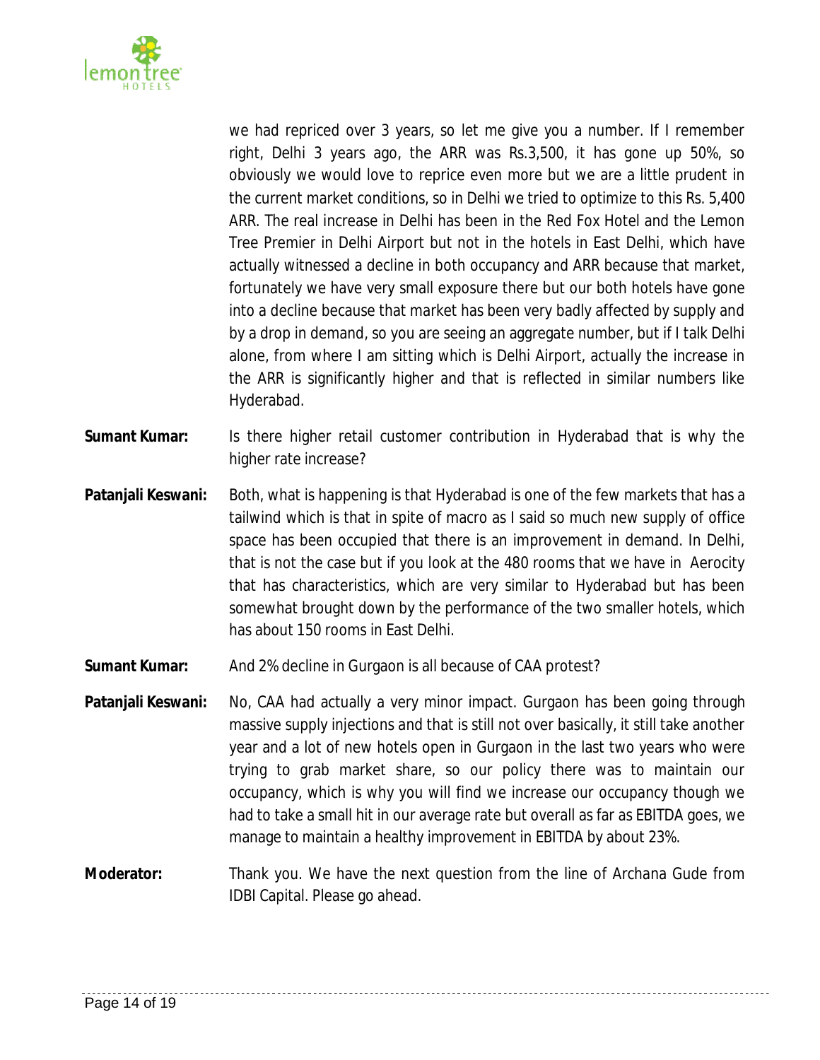we had repriced over 3 years, so let me give you a number. If I remember right, Delhi 3 years ago, the ARR was Rs.3,500, it has gone up 50%, so obviously we would love to reprice even more but we are a little prudent in the current market conditions, so in Delhi we tried to optimize to this Rs. 5,400 ARR. The real increase in Delhi has been in the Red Fox Hotel and the Lemon Tree Premier in Delhi Airport but not in the hotels in East Delhi, which have actually witnessed a decline in both occupancy and ARR because that market, fortunately we have very small exposure there but our both hotels have gone into a decline because that market has been very badly affected by supply and by a drop in demand, so you are seeing an aggregate number, but if I talk Delhi alone, from where I am sitting which is Delhi Airport, actually the increase in the ARR is significantly higher and that is reflected in similar numbers like Hyderabad.

**Sumant Kumar:** Is there higher retail customer contribution in Hyderabad that is why the higher rate increase?

**Patanjali Keswani:** Both, what is happening is that Hyderabad is one of the few markets that has a tailwind which is that in spite of macro as I said so much new supply of office space has been occupied that there is an improvement in demand. In Delhi, that is not the case but if you look at the 480 rooms that we have in Aerocity that has characteristics, which are very similar to Hyderabad but has been somewhat brought down by the performance of the two smaller hotels, which has about 150 rooms in East Delhi.

**Sumant Kumar:** And 2% decline in Gurgaon is all because of CAA protest?

**Patanjali Keswani:** No, CAA had actually a very minor impact. Gurgaon has been going through massive supply injections and that is still not over basically, it still take another year and a lot of new hotels open in Gurgaon in the last two years who were trying to grab market share, so our policy there was to maintain our occupancy, which is why you will find we increase our occupancy though we had to take a small hit in our average rate but overall as far as EBITDA goes, we manage to maintain a healthy improvement in EBITDA by about 23%.

**Moderator:** Thank you. We have the next question from the line of Archana Gude from IDBI Capital. Please go ahead.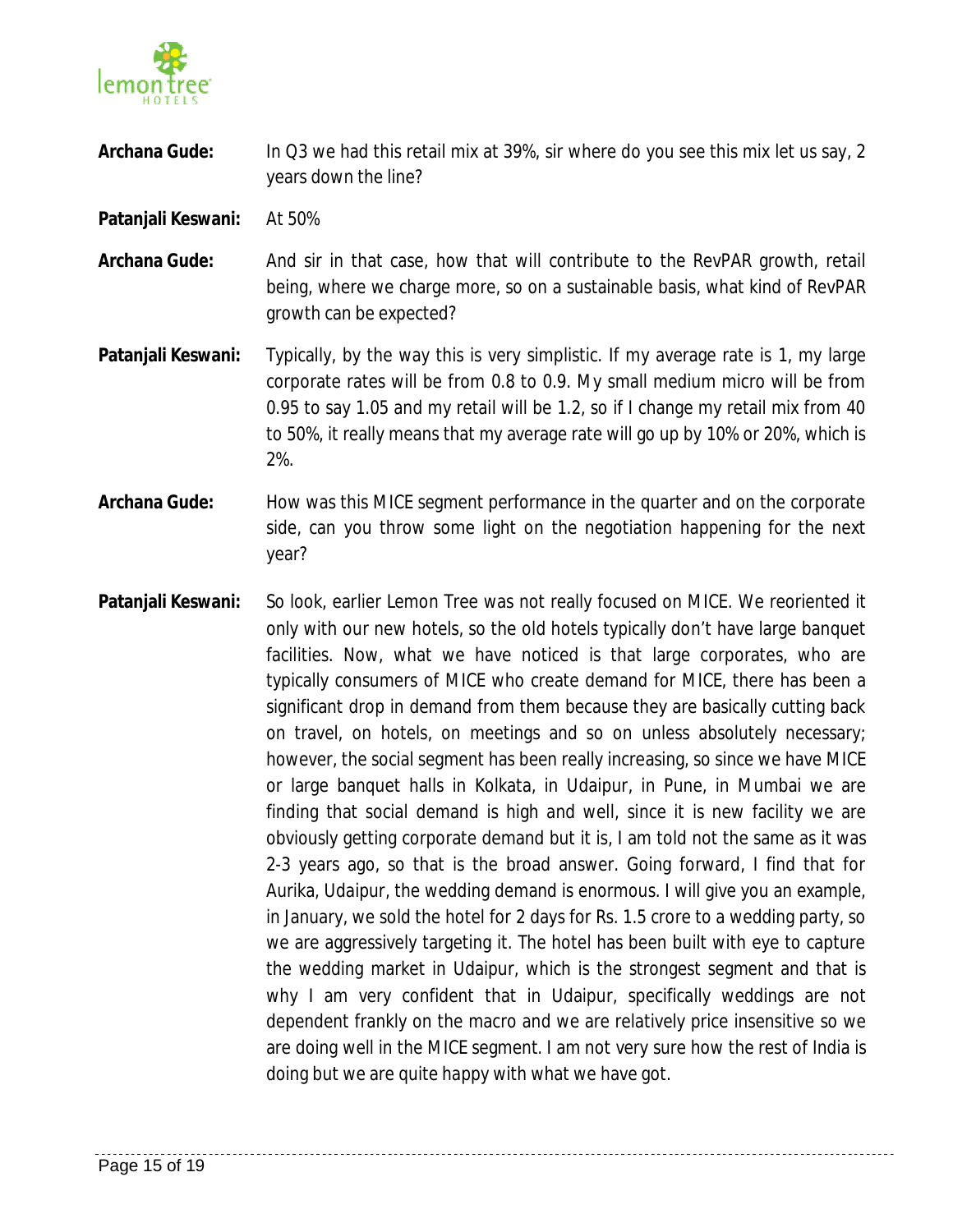**Archana Gude:** In Q3 we had this retail mix at 39%, sir where do you see this mix let us say, 2 years down the line?

**Patanjali Keswani:** At 50%

**Archana Gude:** And sir in that case, how that will contribute to the RevPAR growth, retail being, where we charge more, so on a sustainable basis, what kind of RevPAR growth can be expected?

**Patanjali Keswani:** Typically, by the way this is very simplistic. If my average rate is 1, my large corporate rates will be from 0.8 to 0.9. My small medium micro will be from 0.95 to say 1.05 and my retail will be 1.2, so if I change my retail mix from 40 to 50%, it really means that my average rate will go up by 10% or 20%, which is 2%.

**Archana Gude:** How was this MICE segment performance in the quarter and on the corporate side, can you throw some light on the negotiation happening for the next year?

**Patanjali Keswani:** So look, earlier Lemon Tree was not really focused on MICE. We reoriented it only with our new hotels, so the old hotels typically don't have large banquet facilities. Now, what we have noticed is that large corporates, who are typically consumers of MICE who create demand for MICE, there has been a significant drop in demand from them because they are basically cutting back on travel, on hotels, on meetings and so on unless absolutely necessary; however, the social segment has been really increasing, so since we have MICE or large banquet halls in Kolkata, in Udaipur, in Pune, in Mumbai we are finding that social demand is high and well, since it is new facility we are obviously getting corporate demand but it is, I am told not the same as it was 2-3 years ago, so that is the broad answer. Going forward, I find that for Aurika, Udaipur, the wedding demand is enormous. I will give you an example, in January, we sold the hotel for 2 days for Rs. 1.5 crore to a wedding party, so we are aggressively targeting it. The hotel has been built with eye to capture the wedding market in Udaipur, which is the strongest segment and that is why I am very confident that in Udaipur, specifically weddings are not dependent frankly on the macro and we are relatively price insensitive so we are doing well in the MICE segment. I am not very sure how the rest of India is doing but we are quite happy with what we have got.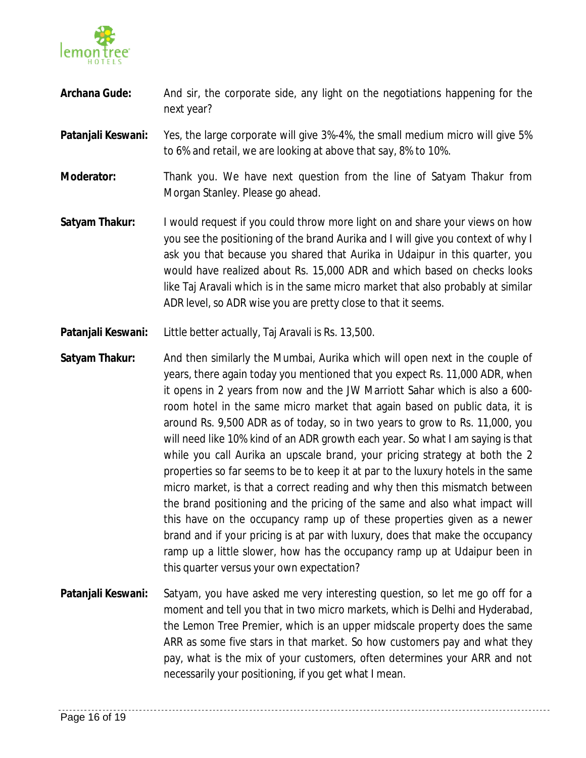**Archana Gude:** And sir, the corporate side, any light on the negotiations happening for the next year?

**Patanjali Keswani:** Yes, the large corporate will give 3%-4%, the small medium micro will give 5% to 6% and retail, we are looking at above that say, 8% to 10%.

**Moderator:** Thank you. We have next question from the line of Satyam Thakur from Morgan Stanley. Please go ahead.

**Satyam Thakur:** I would request if you could throw more light on and share your views on how you see the positioning of the brand Aurika and I will give you context of why I ask you that because you shared that Aurika in Udaipur in this quarter, you would have realized about Rs. 15,000 ADR and which based on checks looks like Taj Aravali which is in the same micro market that also probably at similar ADR level, so ADR wise you are pretty close to that it seems.

**Patanjali Keswani:** Little better actually, Taj Aravali is Rs. 13,500.

**Satyam Thakur:** And then similarly the Mumbai, Aurika which will open next in the couple of years, there again today you mentioned that you expect Rs. 11,000 ADR, when it opens in 2 years from now and the JW Marriott Sahar which is also a 600-room hotel in the same micro market that again based on public data, it is around Rs. 9,500 ADR as of today, so in two years to grow to Rs. 11,000, you will need like 10% kind of an ADR growth each year. So what I am saying is that while you call Aurika an upscale brand, your pricing strategy at both the 2 properties so far seems to be to keep it at par to the luxury hotels in the same micro market, is that a correct reading and why then this mismatch between the brand positioning and the pricing of the same and also what impact will this have on the occupancy ramp up of these properties given as a newer brand and if your pricing is at par with luxury, does that make the occupancy ramp up a little slower, how has the occupancy ramp up at Udaipur been in this quarter versus your own expectation?

**Patanjali Keswani:** Satyam, you have asked me very interesting question, so let me go off for a moment and tell you that in two micro markets, which is Delhi and Hyderabad, the Lemon Tree Premier, which is an upper midscale property does the same ARR as some five stars in that market. So how customers pay and what they pay, what is the mix of your customers, often determines your ARR and not necessarily your positioning, if you get what I mean.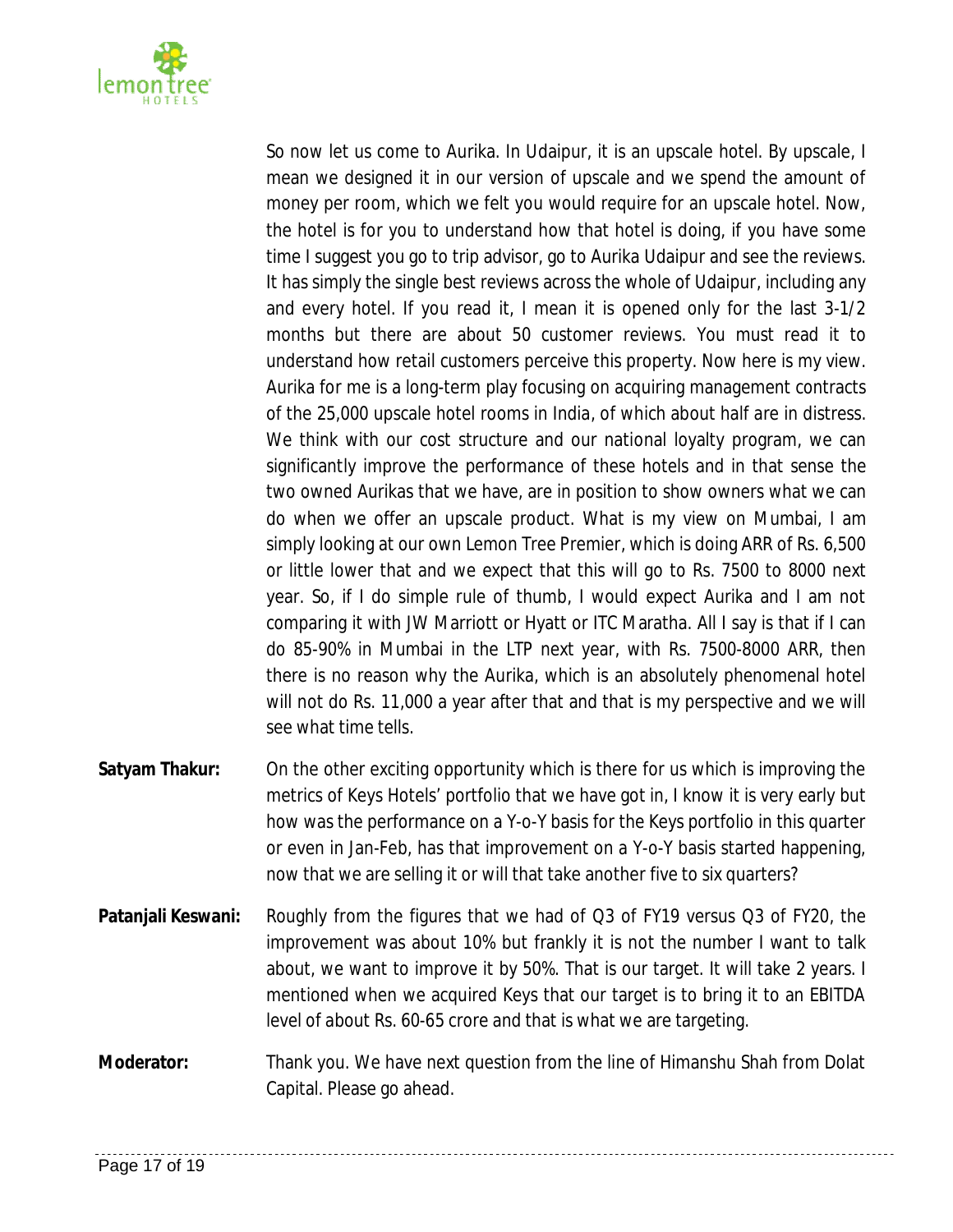So now let us come to Aurika. In Udaipur, it is an upscale hotel. By upscale, I mean we designed it in our version of upscale and we spend the amount of money per room, which we felt you would require for an upscale hotel. Now, the hotel is for you to understand how that hotel is doing, if you have some time I suggest you go to trip advisor, go to Aurika Udaipur and see the reviews. It has simply the single best reviews across the whole of Udaipur, including any and every hotel. If you read it, I mean it is opened only for the last 3-1/2 months but there are about 50 customer reviews. You must read it to understand how retail customers perceive this property. Now here is my view. Aurika for me is a long-term play focusing on acquiring management contracts of the 25,000 upscale hotel rooms in India, of which about half are in distress. We think with our cost structure and our national loyalty program, we can significantly improve the performance of these hotels and in that sense the two owned Aurikas that we have, are in position to show owners what we can do when we offer an upscale product. What is my view on Mumbai, I am simply looking at our own Lemon Tree Premier, which is doing ARR of Rs. 6,500 or little lower that and we expect that this will go to Rs. 7500 to 8000 next year. So, if I do simple rule of thumb, I would expect Aurika and I am not comparing it with JW Marriott or Hyatt or ITC Maratha. All I say is that if I can do 85-90% in Mumbai in the LTP next year, with Rs. 7500-8000 ARR, then there is no reason why the Aurika, which is an absolutely phenomenal hotel will not do Rs. 11,000 a year after that and that is my perspective and we will see what time tells.

**Satyam Thakur:** On the other exciting opportunity which is there for us which is improving the metrics of Keys Hotels' portfolio that we have got in, I know it is very early but how was the performance on a Y-o-Y basis for the Keys portfolio in this quarter or even in Jan-Feb, has that improvement on a Y-o-Y basis started happening, now that we are selling it or will that take another five to six quarters?

**Patanjali Keswani:** Roughly from the figures that we had of Q3 of FY19 versus Q3 of FY20, the improvement was about 10% but frankly it is not the number I want to talk about, we want to improve it by 50%. That is our target. It will take 2 years. I mentioned when we acquired Keys that our target is to bring it to an EBITDA level of about Rs. 60-65 crore and that is what we are targeting.

**Moderator:** Thank you. We have next question from the line of Himanshu Shah from Dolat Capital. Please go ahead.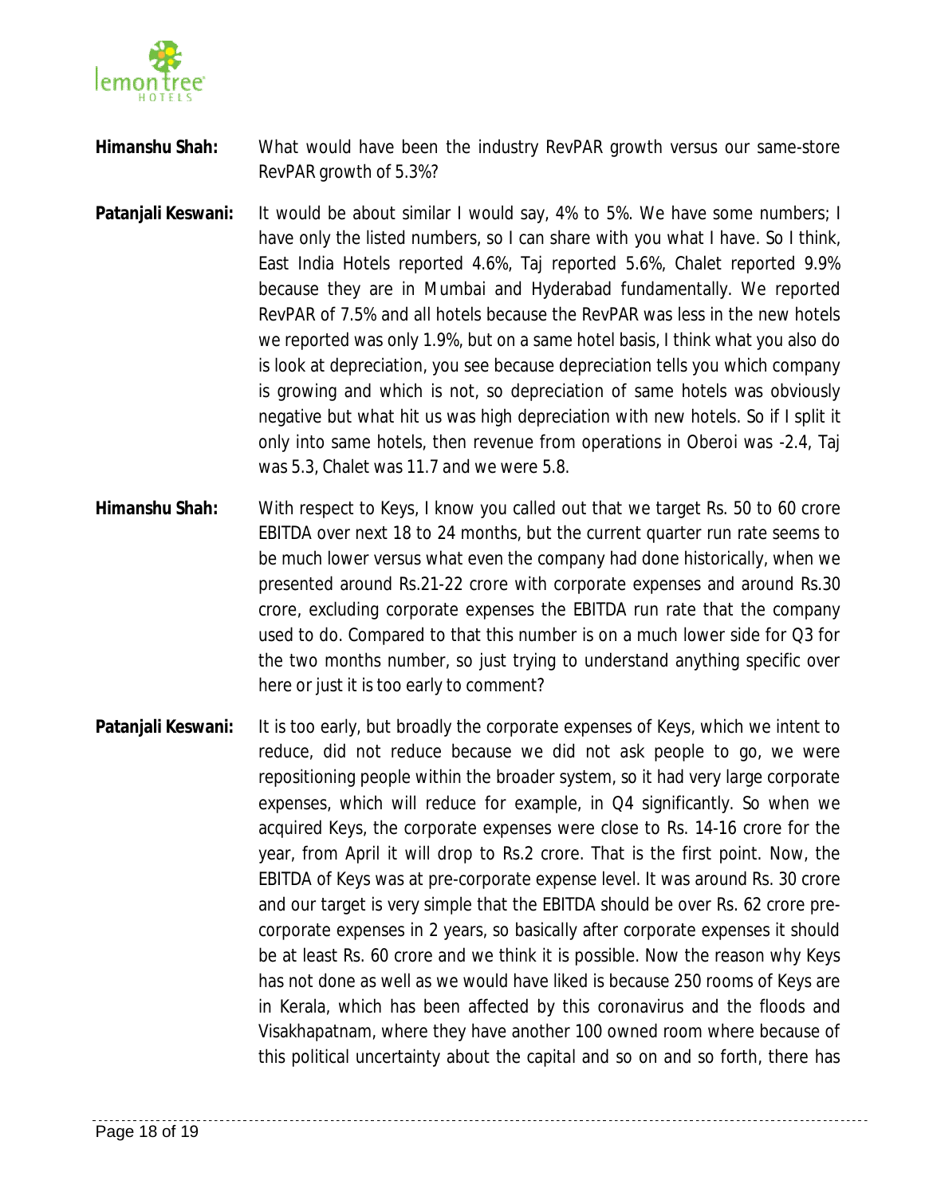**Himanshu Shah:** What would have been the industry RevPAR growth versus our same-store RevPAR growth of 5.3%?

**Patanjali Keswani:** It would be about similar I would say, 4% to 5%. We have some numbers; I have only the listed numbers, so I can share with you what I have. So I think, East India Hotels reported 4.6%, Taj reported 5.6%, Chalet reported 9.9% because they are in Mumbai and Hyderabad fundamentally. We reported RevPAR of 7.5% and all hotels because the RevPAR was less in the new hotels we reported was only 1.9%, but on a same hotel basis, I think what you also do is look at depreciation, you see because depreciation tells you which company is growing and which is not, so depreciation of same hotels was obviously negative but what hit us was high depreciation with new hotels. So if I split it only into same hotels, then revenue from operations in Oberoi was -2.4, Taj was 5.3, Chalet was 11.7 and we were 5.8.

**Himanshu Shah:** With respect to Keys, I know you called out that we target Rs. 50 to 60 crore EBITDA over next 18 to 24 months, but the current quarter run rate seems to be much lower versus what even the company had done historically, when we presented around Rs.21-22 crore with corporate expenses and around Rs.30 crore, excluding corporate expenses the EBITDA run rate that the company used to do. Compared to that this number is on a much lower side for Q3 for the two months number, so just trying to understand anything specific over here or just it is too early to comment?

**Patanjali Keswani:** It is too early, but broadly the corporate expenses of Keys, which we intent to reduce, did not reduce because we did not ask people to go, we were repositioning people within the broader system, so it had very large corporate expenses, which will reduce for example, in Q4 significantly. So when we acquired Keys, the corporate expenses were close to Rs. 14-16 crore for the year, from April it will drop to Rs.2 crore. That is the first point. Now, the EBITDA of Keys was at pre-corporate expense level. It was around Rs. 30 crore and our target is very simple that the EBITDA should be over Rs. 62 crore pre-corporate expenses in 2 years, so basically after corporate expenses it should be at least Rs. 60 crore and we think it is possible. Now the reason why Keys has not done as well as we would have liked is because 250 rooms of Keys are in Kerala, which has been affected by this coronavirus and the floods and Visakhapatnam, where they have another 100 owned room where because of this political uncertainty about the capital and so on and so forth, there has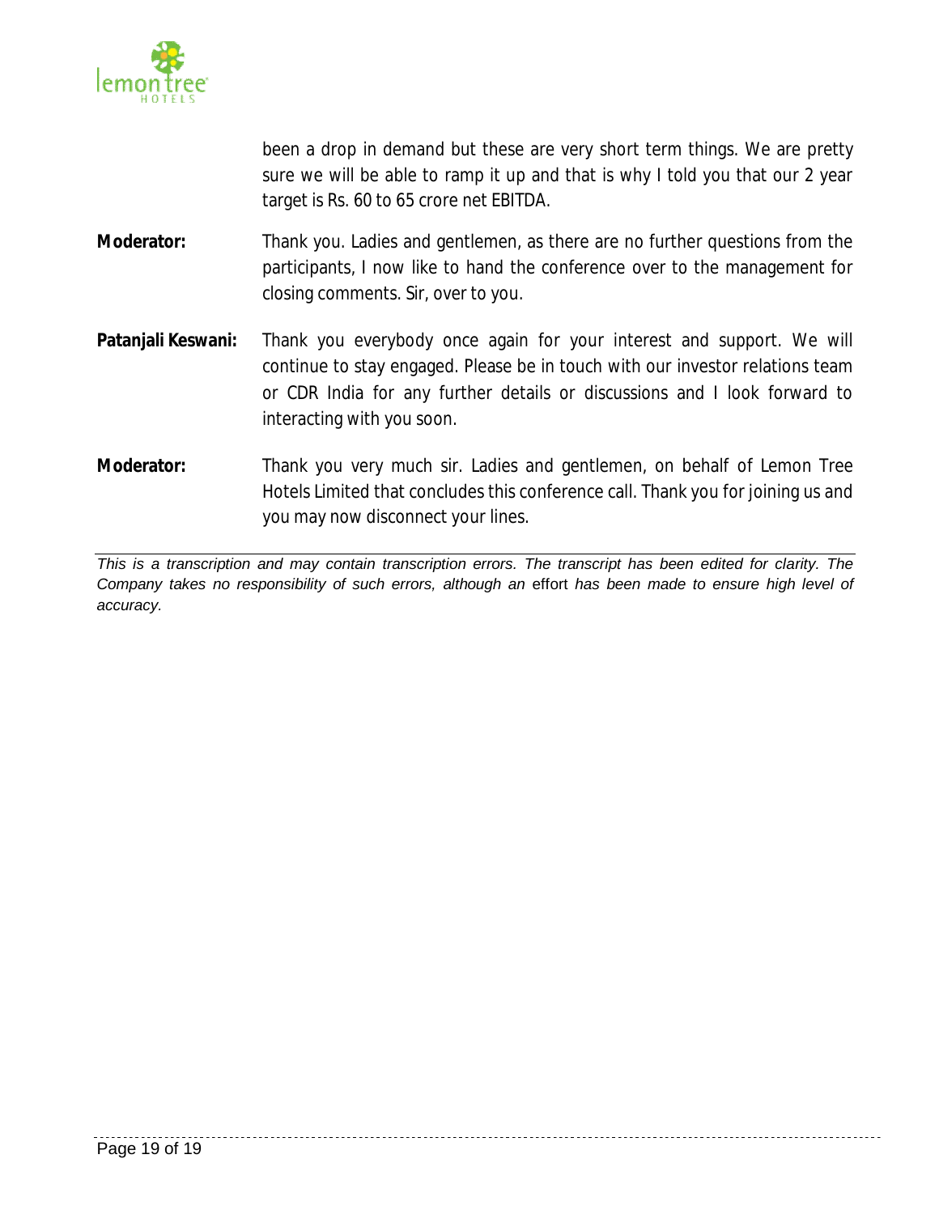been a drop in demand but these are very short term things. We are pretty sure we will be able to ramp it up and that is why I told you that our 2 year target is Rs. 60 to 65 crore net EBITDA.

**Moderator:** Thank you. Ladies and gentlemen, as there are no further questions from the participants, I now like to hand the conference over to the management for closing comments. Sir, over to you.

**Patanjali Keswani:** Thank you everybody once again for your interest and support. We will continue to stay engaged. Please be in touch with our investor relations team or CDR India for any further details or discussions and I look forward to interacting with you soon.

**Moderator:** Thank you very much sir. Ladies and gentlemen, on behalf of Lemon Tree Hotels Limited that concludes this conference call. Thank you for joining us and you may now disconnect your lines.

---

*This is a transcription and may contain transcription errors. The transcript has been edited for clarity. The Company takes no responsibility of such errors, although an effort has been made to ensure high level of accuracy.*